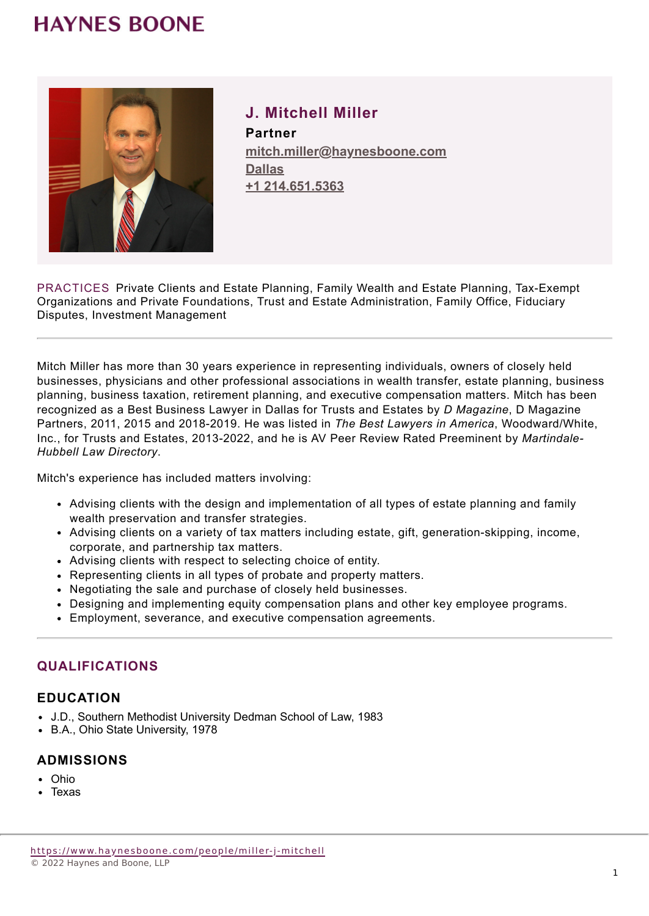# HAYNES BOONE

## J. Mitchell Miller

**Partner**

mitch.miller@haynesboone.com

Dallas

+1 214.651.5363

PRACTICES Private Clients and Estate Planning, Family Wealth and Estate Planning, Tax-Exempt Organizations and Private Foundations, Trust and Estate Administration, Family Office, Fiduciary Disputes, Investment Management

---

Mitch Miller has more than 30 years experience in representing individuals, owners of closely held businesses, physicians and other professional associations in wealth transfer, estate planning, business planning, business taxation, retirement planning, and executive compensation matters. Mitch has been recognized as a Best Business Lawyer in Dallas for Trusts and Estates by *D Magazine*, D Magazine Partners, 2011, 2015 and 2018-2019. He was listed in *The Best Lawyers in America*, Woodward/White, Inc., for Trusts and Estates, 2013-2022, and he is AV Peer Review Rated Preeminent by *Martindale-Hubbell Law Directory*.

Mitch's experience has included matters involving:

- Advising clients with the design and implementation of all types of estate planning and family wealth preservation and transfer strategies.
- Advising clients on a variety of tax matters including estate, gift, generation-skipping, income, corporate, and partnership tax matters.
- Advising clients with respect to selecting choice of entity.
- Representing clients in all types of probate and property matters.
- Negotiating the sale and purchase of closely held businesses.
- Designing and implementing equity compensation plans and other key employee programs.
- Employment, severance, and executive compensation agreements.

---

## QUALIFICATIONS

### EDUCATION

- J.D., Southern Methodist University Dedman School of Law, 1983
- B.A., Ohio State University, 1978

### ADMISSIONS

- Ohio
- Texas

https://www.haynesboone.com/people/miller-j-mitchell

© 2022 Haynes and Boone, LLP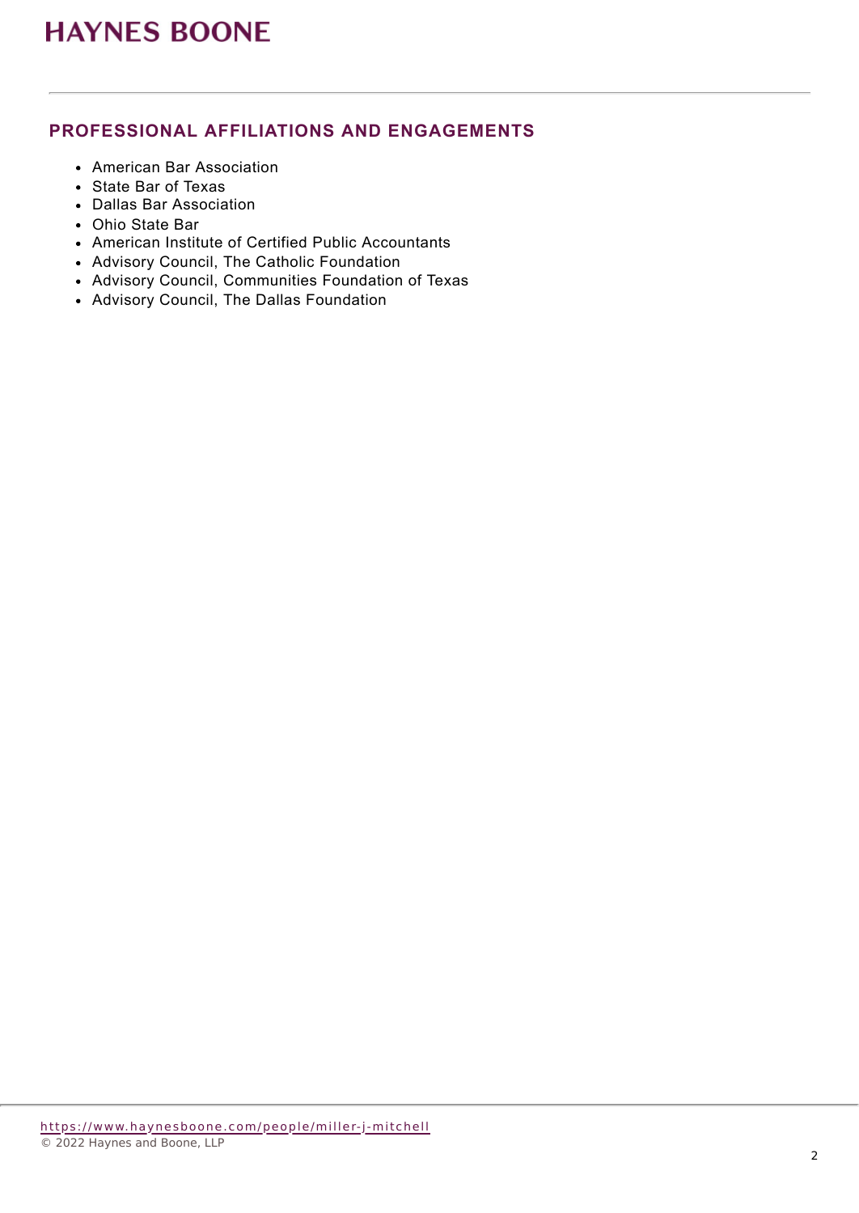## PROFESSIONAL AFFILIATIONS AND ENGAGEMENTS

- American Bar Association
- State Bar of Texas
- Dallas Bar Association
- Ohio State Bar
- American Institute of Certified Public Accountants
- Advisory Council, The Catholic Foundation
- Advisory Council, Communities Foundation of Texas
- Advisory Council, The Dallas Foundation